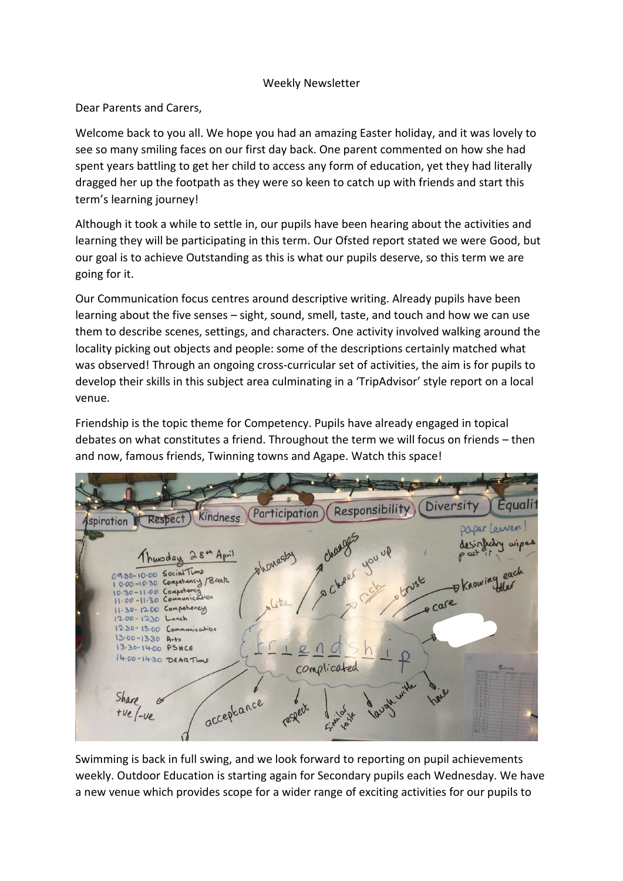Weekly Newsletter

Dear Parents and Carers,

Welcome back to you all. We hope you had an amazing Easter holiday, and it was lovely to see so many smiling faces on our first day back. One parent commented on how she had spent years battling to get her child to access any form of education, yet they had literally dragged her up the footpath as they were so keen to catch up with friends and start this term's learning journey!

Although it took a while to settle in, our pupils have been hearing about the activities and learning they will be participating in this term. Our Ofsted report stated we were Good, but our goal is to achieve Outstanding as this is what our pupils deserve, so this term we are going for it.

Our Communication focus centres around descriptive writing. Already pupils have been learning about the five senses – sight, sound, smell, taste, and touch and how we can use them to describe scenes, settings, and characters. One activity involved walking around the locality picking out objects and people: some of the descriptions certainly matched what was observed! Through an ongoing cross-curricular set of activities, the aim is for pupils to develop their skills in this subject area culminating in a 'TripAdvisor' style report on a local venue.

Friendship is the topic theme for Competency. Pupils have already engaged in topical debates on what constitutes a friend. Throughout the term we will focus on friends – then and now, famous friends, Twinning towns and Agape. Watch this space!

Swimming is back in full swing, and we look forward to reporting on pupil achievements weekly. Outdoor Education is starting again for Secondary pupils each Wednesday. We have a new venue which provides scope for a wider range of exciting activities for our pupils to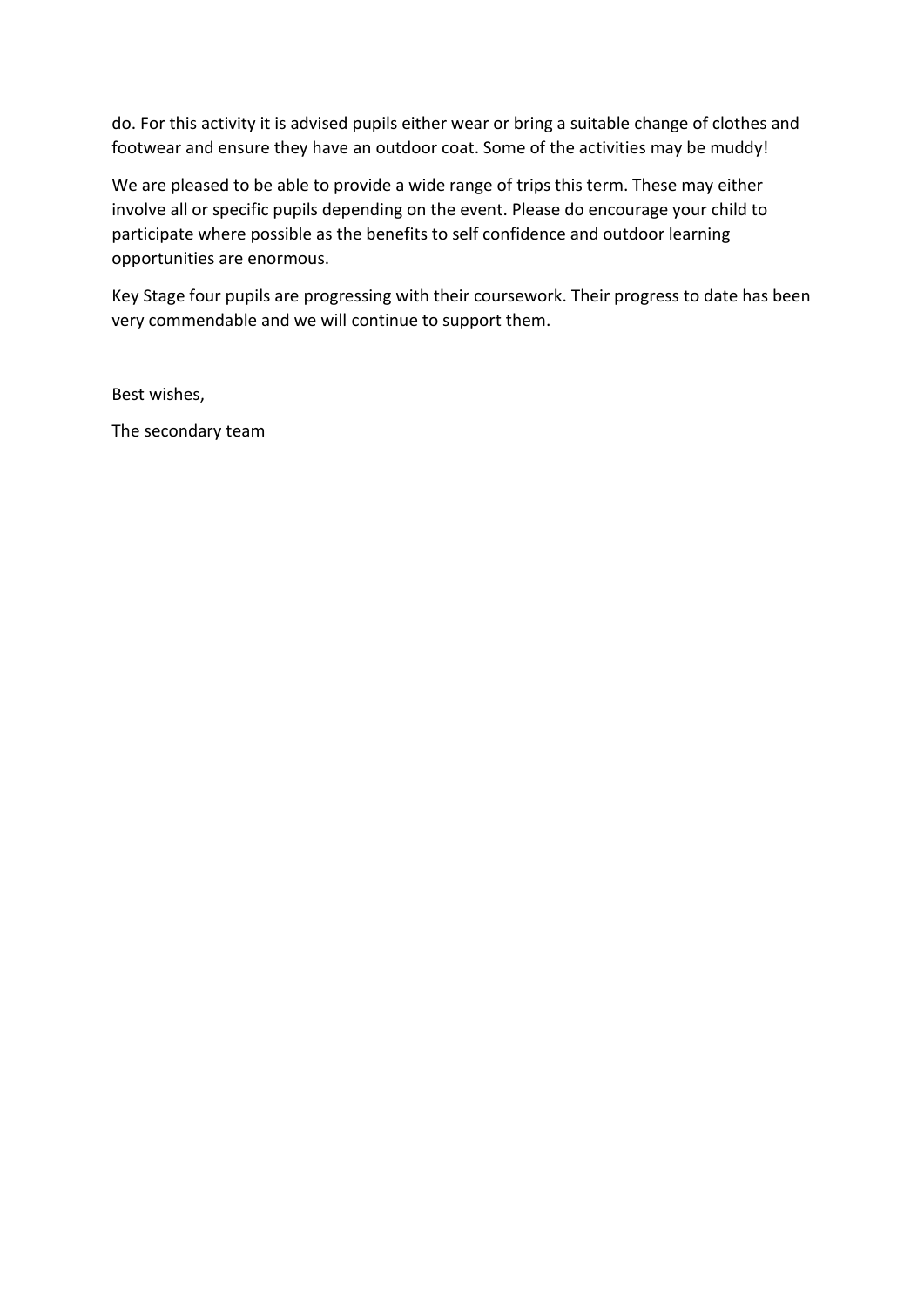do. For this activity it is advised pupils either wear or bring a suitable change of clothes and footwear and ensure they have an outdoor coat. Some of the activities may be muddy!

We are pleased to be able to provide a wide range of trips this term. These may either involve all or specific pupils depending on the event. Please do encourage your child to participate where possible as the benefits to self confidence and outdoor learning opportunities are enormous.

Key Stage four pupils are progressing with their coursework. Their progress to date has been very commendable and we will continue to support them.

Best wishes,

The secondary team